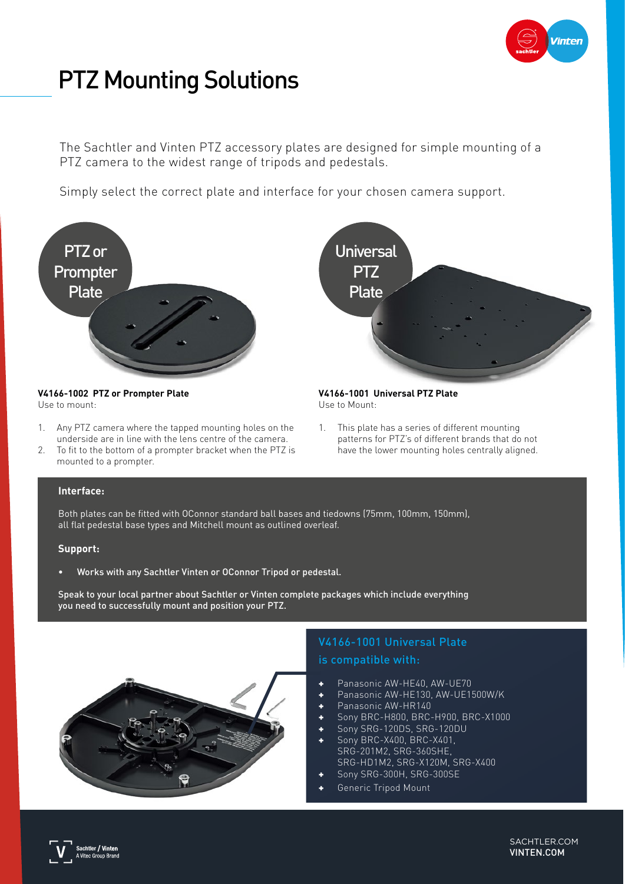# PTZ Mounting Solutions

The Sachtler and Vinten PTZ accessory plates are designed for simple mounting of a PTZ camera to the widest range of tripods and pedestals.

Simply select the correct plate and interface for your chosen camera support.

PTZ or Prompter Plate

Universal PTZ Plate

**V4166-1002 PTZ or Prompter Plate**
Use to mount:

1. Any PTZ camera where the tapped mounting holes on the underside are in line with the lens centre of the camera.
2. To fit to the bottom of a prompter bracket when the PTZ is mounted to a prompter.

**V4166-1001 Universal PTZ Plate**
Use to Mount:

1. This plate has a series of different mounting patterns for PTZ's of different brands that do not have the lower mounting holes centrally aligned.

**Interface:**

Both plates can be fitted with OConnor standard ball bases and tiedowns (75mm, 100mm, 150mm), all flat pedestal base types and Mitchell mount as outlined overleaf.

**Support:**

- Works with any Sachtler Vinten or OConnor Tripod or pedestal.

Speak to your local partner about Sachtler or Vinten complete packages which include everything you need to successfully mount and position your PTZ.

## V4166-1001 Universal Plate is compatible with:

- Panasonic AW-HE40, AW-UE70
- Panasonic AW-HE130, AW-UE1500W/K
- Panasonic AW-HR140
- Sony BRC-H800, BRC-H900, BRC-X1000
- Sony SRG-120DS, SRG-120DU
- Sony BRC-X400, BRC-X401, SRG-201M2, SRG-360SHE, SRG-HD1M2, SRG-X120M, SRG-X400
- Sony SRG-300H, SRG-300SE
- Generic Tripod Mount

Sachtler / Vinten
A Vitec Group Brand

SACHTLER.COM
VINTEN.COM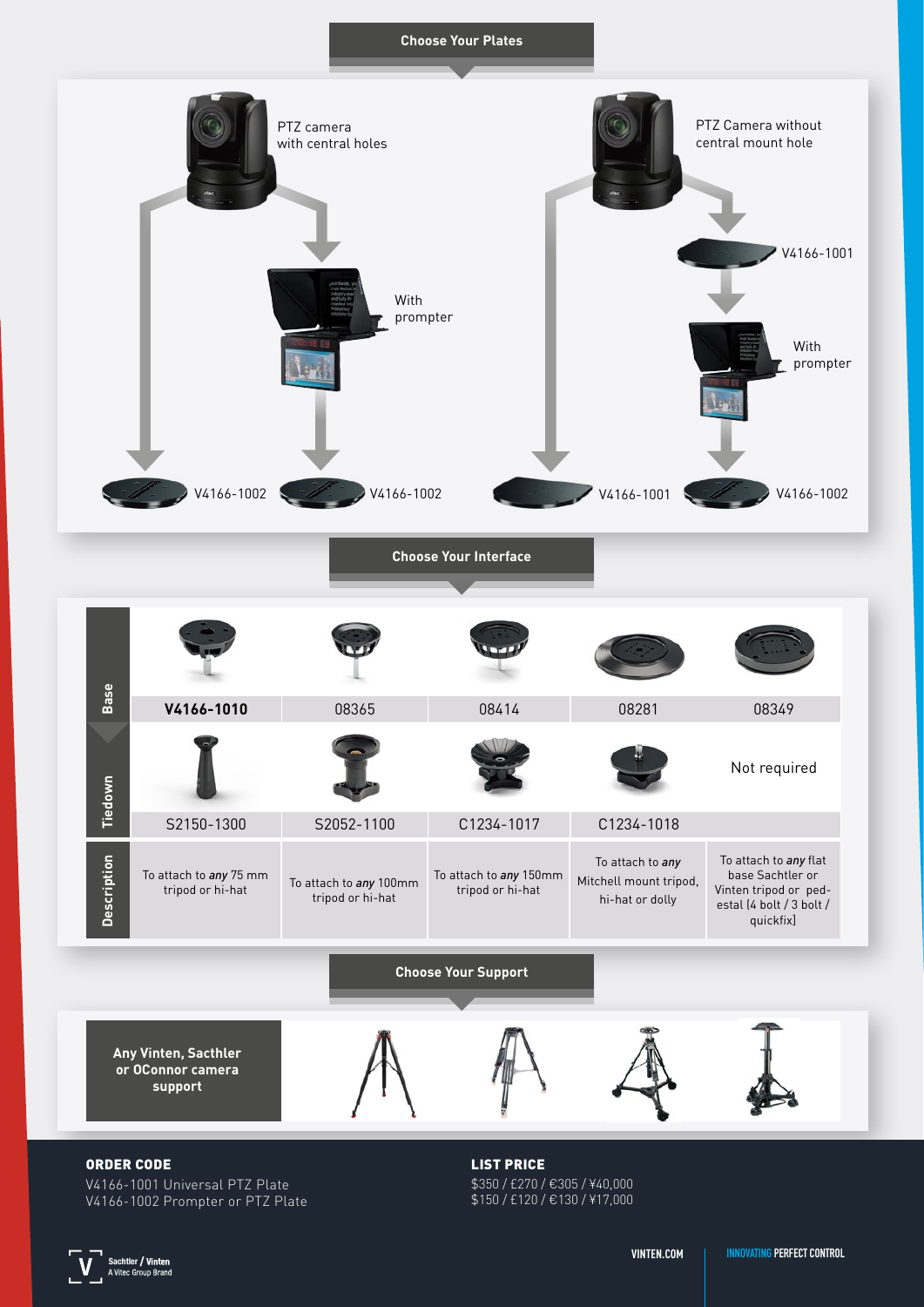## Choose Your Plates

PTZ camera with central holes

With prompter

V4166-1002

V4166-1002

PTZ Camera without central mount hole

V4166-1001

With prompter

V4166-1001

V4166-1002

## Choose Your Interface

| | | | | | |
|---|---|---|---|---|---|
| **Base** | **V4166-1010** | 08365 | 08414 | 08281 | 08349 |
| **Tiedown** | S2150-1300 | S2052-1100 | C1234-1017 | C1234-1018 | Not required |
| **Description** | To attach to *any* 75 mm tripod or hi-hat | To attach to *any* 100mm tripod or hi-hat | To attach to *any* 150mm tripod or hi-hat | To attach to *any* Mitchell mount tripod, hi-hat or dolly | To attach to *any* flat base Sachtler or Vinten tripod or pedestal (4 bolt / 3 bolt / quickfix) |

## Choose Your Support

**Any Vinten, Sacthler or OConnor camera support**

**ORDER CODE**

V4166-1001 Universal PTZ Plate
V4166-1002 Prompter or PTZ Plate

**LIST PRICE**

$350 / £270 / €305 / ¥40,000
$150 / £120 / €130 / ¥17,000

Sachtler / Vinten
A Vitec Group Brand

VINTEN.COM

INNOVATING PERFECT CONTROL